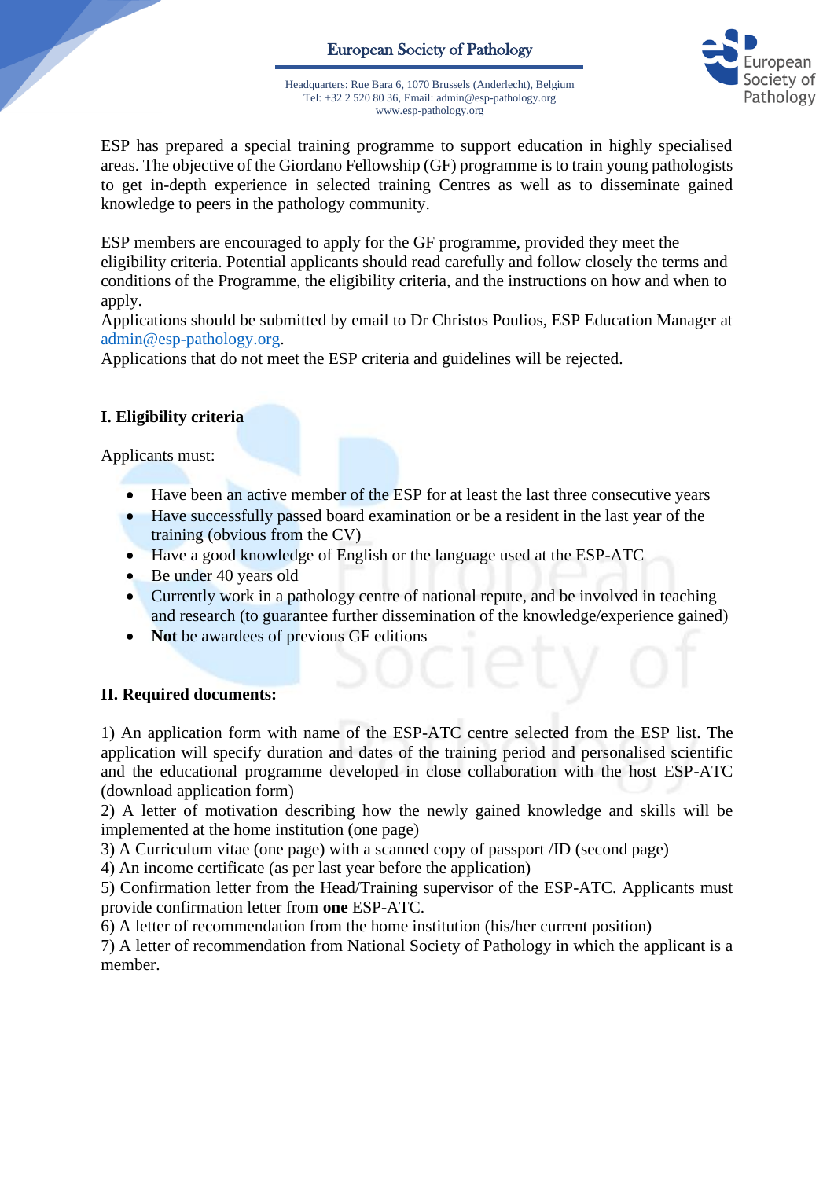# European Society of Pathology

Headquarters: Rue Bara 6, 1070 Brussels (Anderlecht), Belgium
Tel: +32 2 520 80 36, Email: admin@esp-pathology.org
www.esp-pathology.org

ESP has prepared a special training programme to support education in highly specialised areas. The objective of the Giordano Fellowship (GF) programme is to train young pathologists to get in-depth experience in selected training Centres as well as to disseminate gained knowledge to peers in the pathology community.

ESP members are encouraged to apply for the GF programme, provided they meet the eligibility criteria. Potential applicants should read carefully and follow closely the terms and conditions of the Programme, the eligibility criteria, and the instructions on how and when to apply.
Applications should be submitted by email to Dr Christos Poulios, ESP Education Manager at admin@esp-pathology.org.
Applications that do not meet the ESP criteria and guidelines will be rejected.

## I. Eligibility criteria

Applicants must:

- Have been an active member of the ESP for at least the last three consecutive years
- Have successfully passed board examination or be a resident in the last year of the training (obvious from the CV)
- Have a good knowledge of English or the language used at the ESP-ATC
- Be under 40 years old
- Currently work in a pathology centre of national repute, and be involved in teaching and research (to guarantee further dissemination of the knowledge/experience gained)
- **Not** be awardees of previous GF editions

## II. Required documents:

1) An application form with name of the ESP-ATC centre selected from the ESP list. The application will specify duration and dates of the training period and personalised scientific and the educational programme developed in close collaboration with the host ESP-ATC (download application form)
2) A letter of motivation describing how the newly gained knowledge and skills will be implemented at the home institution (one page)
3) A Curriculum vitae (one page) with a scanned copy of passport /ID (second page)
4) An income certificate (as per last year before the application)
5) Confirmation letter from the Head/Training supervisor of the ESP-ATC. Applicants must provide confirmation letter from **one** ESP-ATC.
6) A letter of recommendation from the home institution (his/her current position)
7) A letter of recommendation from National Society of Pathology in which the applicant is a member.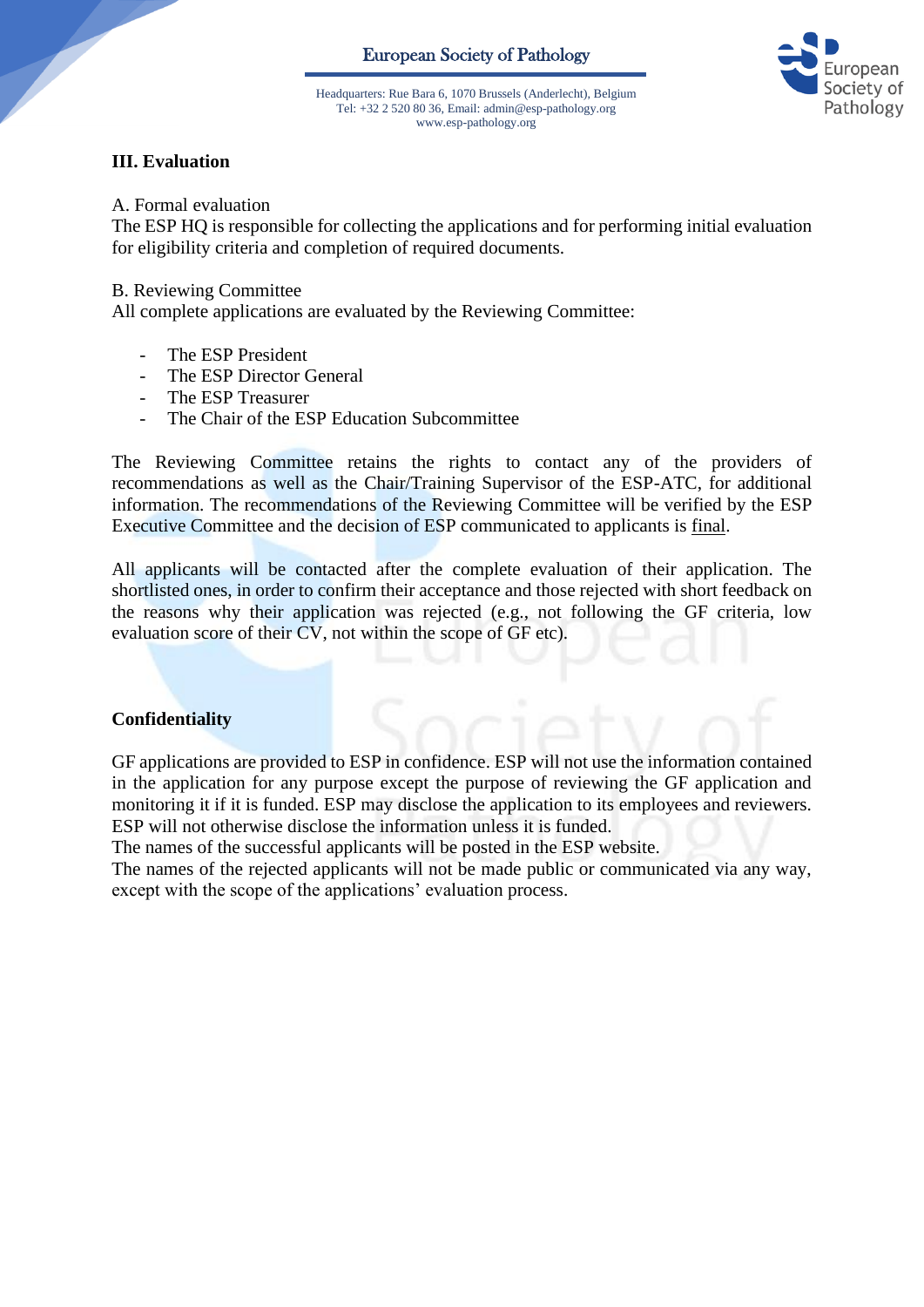### III. Evaluation

A. Formal evaluation

The ESP HQ is responsible for collecting the applications and for performing initial evaluation for eligibility criteria and completion of required documents.

B. Reviewing Committee

All complete applications are evaluated by the Reviewing Committee:

- The ESP President
- The ESP Director General
- The ESP Treasurer
- The Chair of the ESP Education Subcommittee

The Reviewing Committee retains the rights to contact any of the providers of recommendations as well as the Chair/Training Supervisor of the ESP-ATC, for additional information. The recommendations of the Reviewing Committee will be verified by the ESP Executive Committee and the decision of ESP communicated to applicants is <u>final</u>.

All applicants will be contacted after the complete evaluation of their application. The shortlisted ones, in order to confirm their acceptance and those rejected with short feedback on the reasons why their application was rejected (e.g., not following the GF criteria, low evaluation score of their CV, not within the scope of GF etc).

### Confidentiality

GF applications are provided to ESP in confidence. ESP will not use the information contained in the application for any purpose except the purpose of reviewing the GF application and monitoring it if it is funded. ESP may disclose the application to its employees and reviewers. ESP will not otherwise disclose the information unless it is funded.

The names of the successful applicants will be posted in the ESP website.

The names of the rejected applicants will not be made public or communicated via any way, except with the scope of the applications' evaluation process.